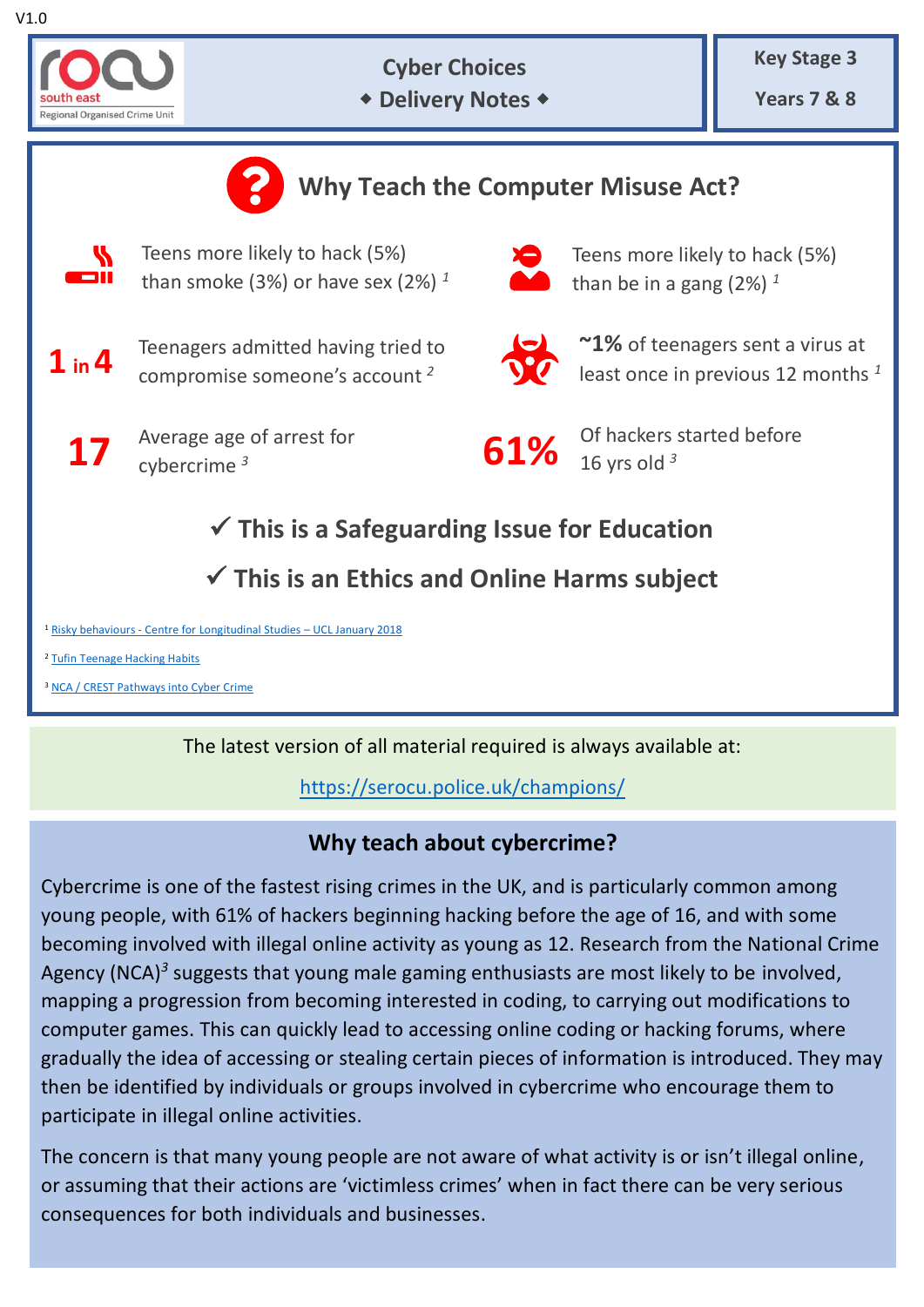V1.0

south east
Regional Organised Crime Unit

**Cyber Choices**

**◆ Delivery Notes ◆**

**Key Stage 3**

**Years 7 & 8**

## Why Teach the Computer Misuse Act?

Teens more likely to hack (5%) than smoke (3%) or have sex (2%) [1]

Teens more likely to hack (5%) than be in a gang (2%) [1]

**1 in 4** Teenagers admitted having tried to compromise someone's account [2]

**~1%** of teenagers sent a virus at least once in previous 12 months [1]

**17** Average age of arrest for cybercrime [3]

**61%** Of hackers started before 16 yrs old [3]

**✓ This is a Safeguarding Issue for Education**

**✓ This is an Ethics and Online Harms subject**

[1] Risky behaviours - Centre for Longitudinal Studies – UCL January 2018

[2] Tufin Teenage Hacking Habits

[3] NCA / CREST Pathways into Cyber Crime

The latest version of all material required is always available at:

https://serocu.police.uk/champions/

## Why teach about cybercrime?

Cybercrime is one of the fastest rising crimes in the UK, and is particularly common among young people, with 61% of hackers beginning hacking before the age of 16, and with some becoming involved with illegal online activity as young as 12. Research from the National Crime Agency (NCA)[3] suggests that young male gaming enthusiasts are most likely to be involved, mapping a progression from becoming interested in coding, to carrying out modifications to computer games. This can quickly lead to accessing online coding or hacking forums, where gradually the idea of accessing or stealing certain pieces of information is introduced. They may then be identified by individuals or groups involved in cybercrime who encourage them to participate in illegal online activities.

The concern is that many young people are not aware of what activity is or isn't illegal online, or assuming that their actions are 'victimless crimes' when in fact there can be very serious consequences for both individuals and businesses.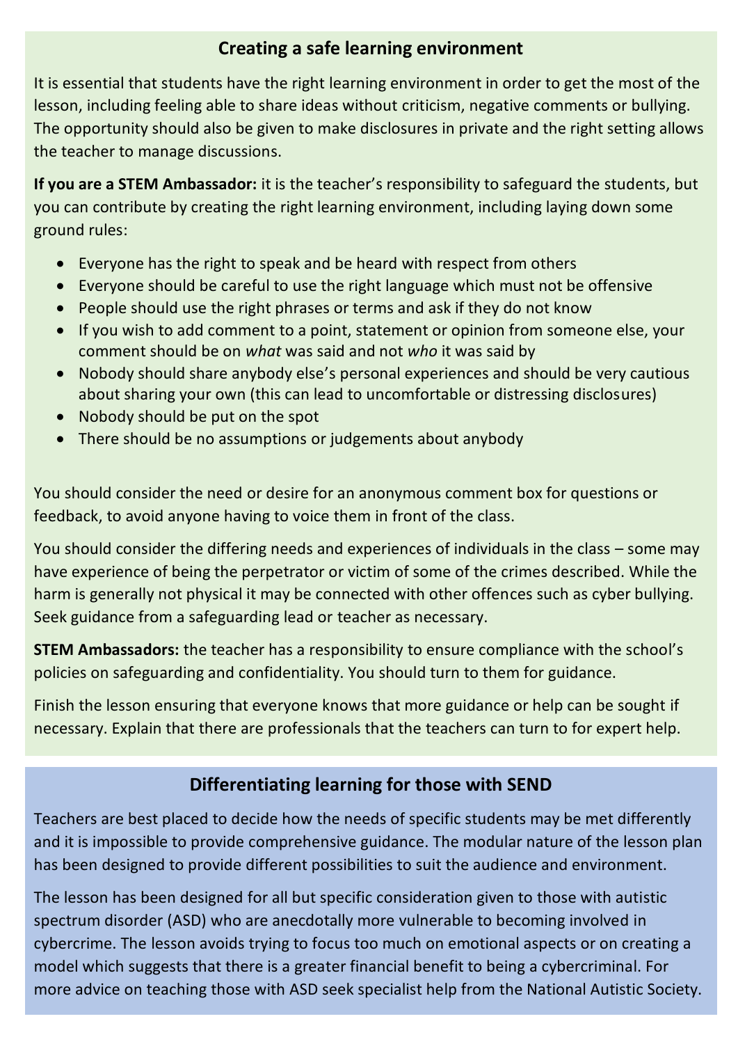## Creating a safe learning environment

It is essential that students have the right learning environment in order to get the most of the lesson, including feeling able to share ideas without criticism, negative comments or bullying. The opportunity should also be given to make disclosures in private and the right setting allows the teacher to manage discussions.

**If you are a STEM Ambassador:** it is the teacher's responsibility to safeguard the students, but you can contribute by creating the right learning environment, including laying down some ground rules:

- Everyone has the right to speak and be heard with respect from others
- Everyone should be careful to use the right language which must not be offensive
- People should use the right phrases or terms and ask if they do not know
- If you wish to add comment to a point, statement or opinion from someone else, your comment should be on *what* was said and not *who* it was said by
- Nobody should share anybody else's personal experiences and should be very cautious about sharing your own (this can lead to uncomfortable or distressing disclosures)
- Nobody should be put on the spot
- There should be no assumptions or judgements about anybody

You should consider the need or desire for an anonymous comment box for questions or feedback, to avoid anyone having to voice them in front of the class.

You should consider the differing needs and experiences of individuals in the class – some may have experience of being the perpetrator or victim of some of the crimes described. While the harm is generally not physical it may be connected with other offences such as cyber bullying. Seek guidance from a safeguarding lead or teacher as necessary.

**STEM Ambassadors:** the teacher has a responsibility to ensure compliance with the school's policies on safeguarding and confidentiality. You should turn to them for guidance.

Finish the lesson ensuring that everyone knows that more guidance or help can be sought if necessary. Explain that there are professionals that the teachers can turn to for expert help.

## Differentiating learning for those with SEND

Teachers are best placed to decide how the needs of specific students may be met differently and it is impossible to provide comprehensive guidance. The modular nature of the lesson plan has been designed to provide different possibilities to suit the audience and environment.

The lesson has been designed for all but specific consideration given to those with autistic spectrum disorder (ASD) who are anecdotally more vulnerable to becoming involved in cybercrime. The lesson avoids trying to focus too much on emotional aspects or on creating a model which suggests that there is a greater financial benefit to being a cybercriminal. For more advice on teaching those with ASD seek specialist help from the National Autistic Society.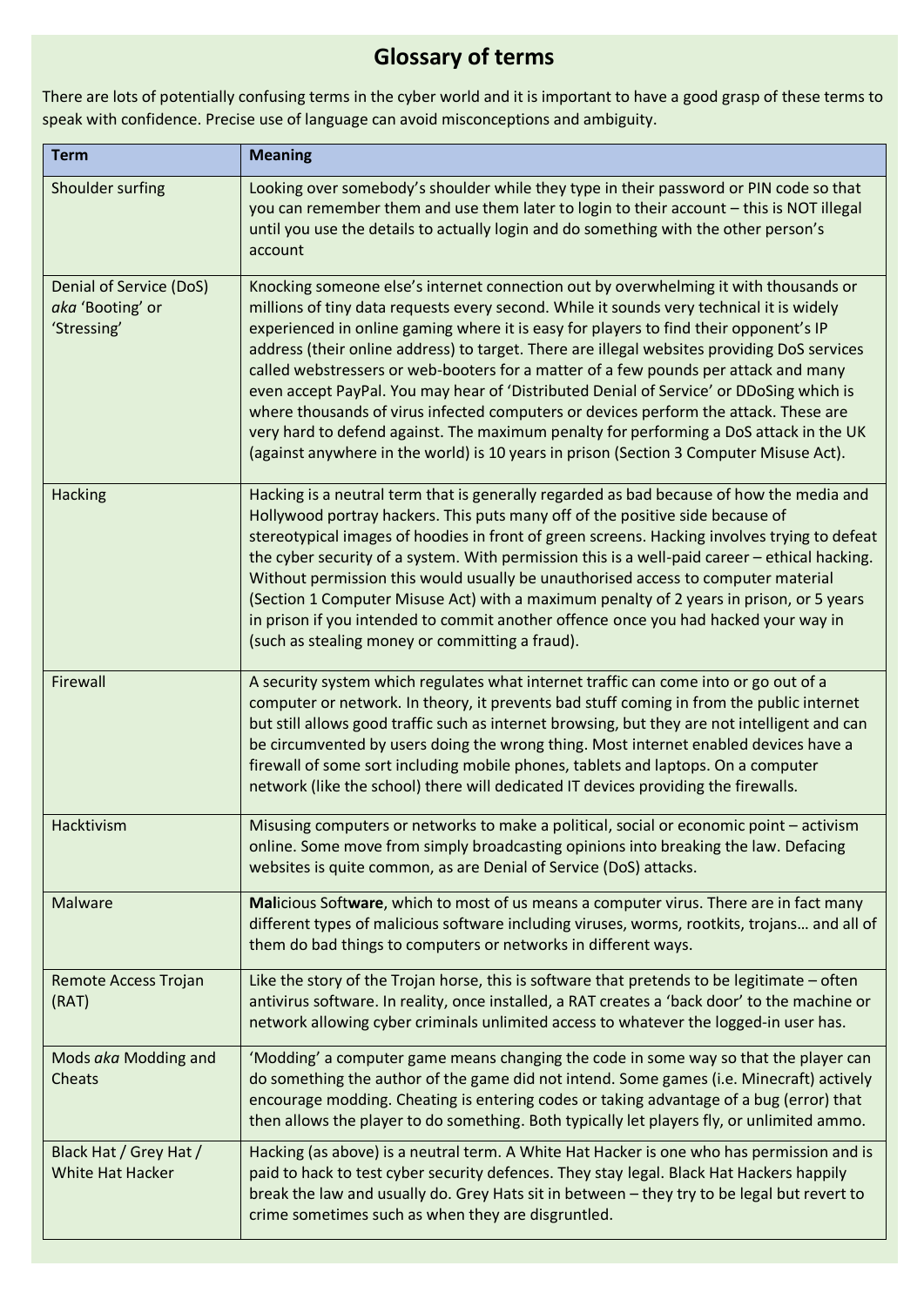## Glossary of terms

There are lots of potentially confusing terms in the cyber world and it is important to have a good grasp of these terms to speak with confidence. Precise use of language can avoid misconceptions and ambiguity.

| Term | Meaning |
|---|---|
| Shoulder surfing | Looking over somebody's shoulder while they type in their password or PIN code so that you can remember them and use them later to login to their account – this is NOT illegal until you use the details to actually login and do something with the other person's account |
| Denial of Service (DoS) *aka* 'Booting' or 'Stressing' | Knocking someone else's internet connection out by overwhelming it with thousands or millions of tiny data requests every second. While it sounds very technical it is widely experienced in online gaming where it is easy for players to find their opponent's IP address (their online address) to target. There are illegal websites providing DoS services called webstressers or web-booters for a matter of a few pounds per attack and many even accept PayPal. You may hear of 'Distributed Denial of Service' or DDoSing which is where thousands of virus infected computers or devices perform the attack. These are very hard to defend against. The maximum penalty for performing a DoS attack in the UK (against anywhere in the world) is 10 years in prison (Section 3 Computer Misuse Act). |
| Hacking | Hacking is a neutral term that is generally regarded as bad because of how the media and Hollywood portray hackers. This puts many off of the positive side because of stereotypical images of hoodies in front of green screens. Hacking involves trying to defeat the cyber security of a system. With permission this is a well-paid career – ethical hacking. Without permission this would usually be unauthorised access to computer material (Section 1 Computer Misuse Act) with a maximum penalty of 2 years in prison, or 5 years in prison if you intended to commit another offence once you had hacked your way in (such as stealing money or committing a fraud). |
| Firewall | A security system which regulates what internet traffic can come into or go out of a computer or network. In theory, it prevents bad stuff coming in from the public internet but still allows good traffic such as internet browsing, but they are not intelligent and can be circumvented by users doing the wrong thing. Most internet enabled devices have a firewall of some sort including mobile phones, tablets and laptops. On a computer network (like the school) there will dedicated IT devices providing the firewalls. |
| Hacktivism | Misusing computers or networks to make a political, social or economic point – activism online. Some move from simply broadcasting opinions into breaking the law. Defacing websites is quite common, as are Denial of Service (DoS) attacks. |
| Malware | **Mal**icious Soft**ware**, which to most of us means a computer virus. There are in fact many different types of malicious software including viruses, worms, rootkits, trojans… and all of them do bad things to computers or networks in different ways. |
| Remote Access Trojan (RAT) | Like the story of the Trojan horse, this is software that pretends to be legitimate – often antivirus software. In reality, once installed, a RAT creates a 'back door' to the machine or network allowing cyber criminals unlimited access to whatever the logged-in user has. |
| Mods *aka* Modding and Cheats | 'Modding' a computer game means changing the code in some way so that the player can do something the author of the game did not intend. Some games (i.e. Minecraft) actively encourage modding. Cheating is entering codes or taking advantage of a bug (error) that then allows the player to do something. Both typically let players fly, or unlimited ammo. |
| Black Hat / Grey Hat / White Hat Hacker | Hacking (as above) is a neutral term. A White Hat Hacker is one who has permission and is paid to hack to test cyber security defences. They stay legal. Black Hat Hackers happily break the law and usually do. Grey Hats sit in between – they try to be legal but revert to crime sometimes such as when they are disgruntled. |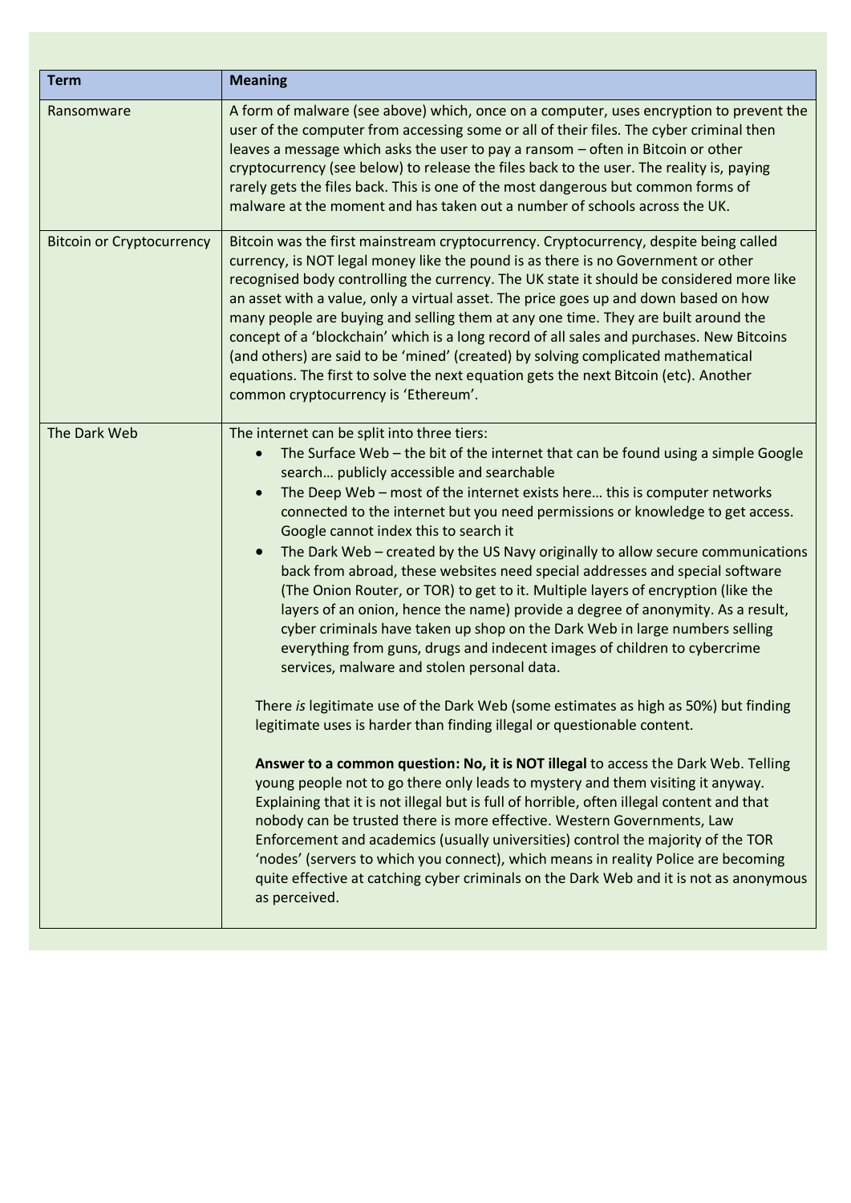| Term | Meaning |
|---|---|
| Ransomware | A form of malware (see above) which, once on a computer, uses encryption to prevent the user of the computer from accessing some or all of their files. The cyber criminal then leaves a message which asks the user to pay a ransom – often in Bitcoin or other cryptocurrency (see below) to release the files back to the user. The reality is, paying rarely gets the files back. This is one of the most dangerous but common forms of malware at the moment and has taken out a number of schools across the UK. |
| Bitcoin or Cryptocurrency | Bitcoin was the first mainstream cryptocurrency. Cryptocurrency, despite being called currency, is NOT legal money like the pound is as there is no Government or other recognised body controlling the currency. The UK state it should be considered more like an asset with a value, only a virtual asset. The price goes up and down based on how many people are buying and selling them at any one time. They are built around the concept of a 'blockchain' which is a long record of all sales and purchases. New Bitcoins (and others) are said to be 'mined' (created) by solving complicated mathematical equations. The first to solve the next equation gets the next Bitcoin (etc). Another common cryptocurrency is 'Ethereum'. |
| The Dark Web | The internet can be split into three tiers:<br>• The Surface Web – the bit of the internet that can be found using a simple Google search… publicly accessible and searchable<br>• The Deep Web – most of the internet exists here… this is computer networks connected to the internet but you need permissions or knowledge to get access. Google cannot index this to search it<br>• The Dark Web – created by the US Navy originally to allow secure communications back from abroad, these websites need special addresses and special software (The Onion Router, or TOR) to get to it. Multiple layers of encryption (like the layers of an onion, hence the name) provide a degree of anonymity. As a result, cyber criminals have taken up shop on the Dark Web in large numbers selling everything from guns, drugs and indecent images of children to cybercrime services, malware and stolen personal data.<br><br>There *is* legitimate use of the Dark Web (some estimates as high as 50%) but finding legitimate uses is harder than finding illegal or questionable content.<br><br>**Answer to a common question: No, it is NOT illegal** to access the Dark Web. Telling young people not to go there only leads to mystery and them visiting it anyway. Explaining that it is not illegal but is full of horrible, often illegal content and that nobody can be trusted there is more effective. Western Governments, Law Enforcement and academics (usually universities) control the majority of the TOR 'nodes' (servers to which you connect), which means in reality Police are becoming quite effective at catching cyber criminals on the Dark Web and it is not as anonymous as perceived. |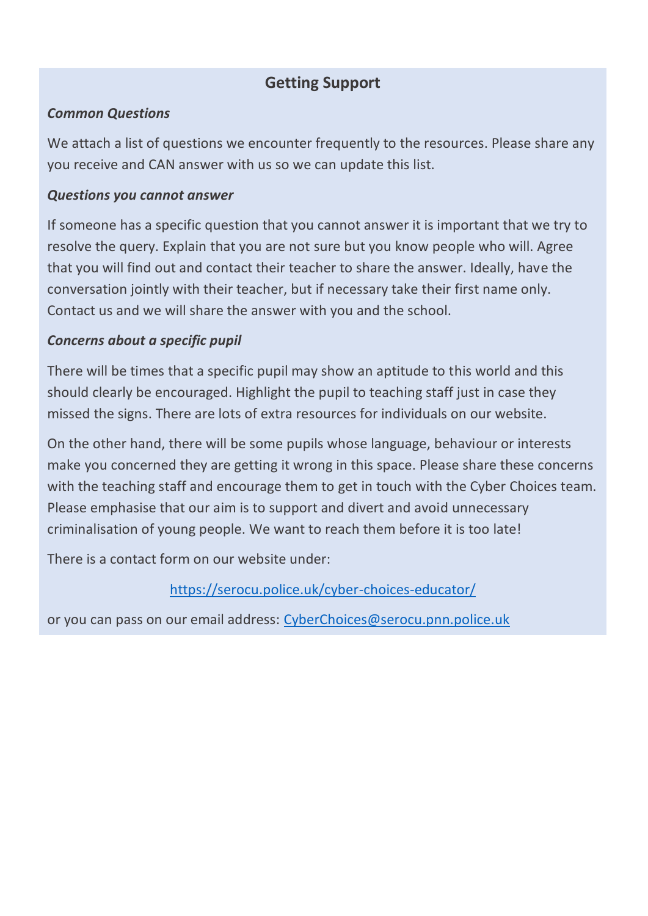## Getting Support

***Common Questions***

We attach a list of questions we encounter frequently to the resources. Please share any you receive and CAN answer with us so we can update this list.

***Questions you cannot answer***

If someone has a specific question that you cannot answer it is important that we try to resolve the query. Explain that you are not sure but you know people who will. Agree that you will find out and contact their teacher to share the answer. Ideally, have the conversation jointly with their teacher, but if necessary take their first name only. Contact us and we will share the answer with you and the school.

***Concerns about a specific pupil***

There will be times that a specific pupil may show an aptitude to this world and this should clearly be encouraged. Highlight the pupil to teaching staff just in case they missed the signs. There are lots of extra resources for individuals on our website.

On the other hand, there will be some pupils whose language, behaviour or interests make you concerned they are getting it wrong in this space. Please share these concerns with the teaching staff and encourage them to get in touch with the Cyber Choices team. Please emphasise that our aim is to support and divert and avoid unnecessary criminalisation of young people. We want to reach them before it is too late!

There is a contact form on our website under:

https://serocu.police.uk/cyber-choices-educator/

or you can pass on our email address: CyberChoices@serocu.pnn.police.uk